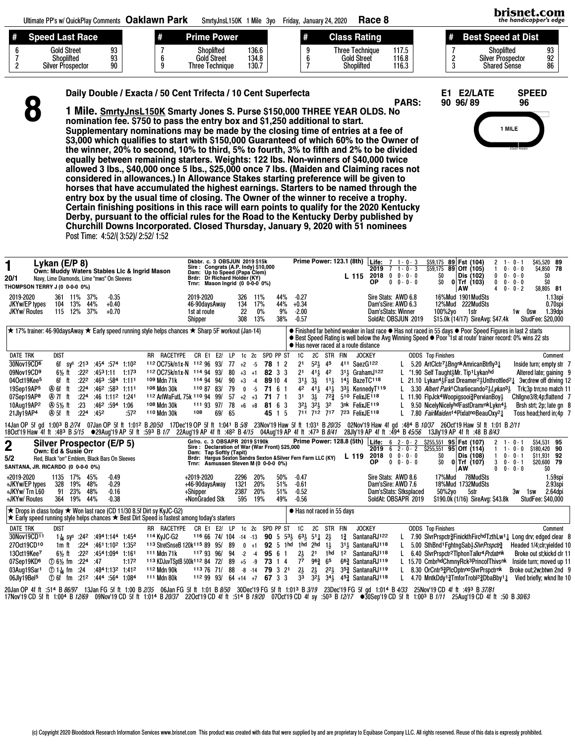Ultimate PP's w/ QuickPlay Comments **Oaklawn Park** SmrtyJnsL150K 1 Mile 3yo Friday, January 24, 2020 **Race 8**

| # | Speed Last Race | |
|---|---|---|
| 6 | Gold Street | 93 |
| 7 | Shoplifted | 93 |
| 2 | Silver Prospector | 90 |

| # | Prime Power | |
|---|---|---|
| 7 | Shoplifted | 136.6 |
| 6 | Gold Street | 134.8 |
| 9 | Three Technique | 130.7 |

| # | Class Rating | |
|---|---|---|
| 9 | Three Technique | 117.5 |
| 6 | Gold Street | 116.8 |
| 7 | Shoplifted | 116.3 |

| # | Best Speed at Dist | |
|---|---|---|
| 7 | Shoplifted | 93 |
| 2 | Silver Prospector | 92 |
| 3 | Shared Sense | 86 |

# 8

**Daily Double / Exacta / 50 Cent Trifecta / 10 Cent Superfecta**

PARS: E1 90, E2/LATE 96/ 89, SPEED 96

**1 Mile. SmrtyJnsL150K Smarty Jones S. Purse $150,000 THREE YEAR OLDS. No nomination fee. $750 to pass the entry box and $1,250 additional to start. Supplementary nominations may be made by the closing time of entries at a fee of $3,000 which qualifies to start with $150,000 Guaranteed of which 60% to the Owner of the winner, 20% to second, 10% to third, 5% to fourth, 3% to fifth and 2% to be divided equally between remaining starters. Weights: 122 lbs. Non-winners of $40,000 twice allowed 3 lbs., $40,000 once 5 lbs., $25,000 once 7 lbs. (Maiden and Claiming races not considered in allowances.) In Allowance Stakes starting preference will be given to horses that have accumulated the highest earnings. Starters to be named through the entry box by the usual time of closing. The Owner of the winner to receive a trophy. Certain finishing positions in this race will earn points to qualify for the 2020 Kentucky Derby, pursuant to the official rules for the Road to the Kentucky Derby published by Churchill Downs Incorporated. Closed Thursday, January 9, 2020 with 51 nominees**

Post Time: 4:52/( 3:52)/ 2:52/ 1:52

## 1 Lykan (E/P 8)

20/1 — Own: Muddy Waters Stables Llc & Ingrid Mason — Navy, Lime Diamonds, Lime "mws" On Sleeves
THOMPSON TERRY J (0 0-0-0 0%)

Dkbbr. c. 3 OBSJUN 2019 $15k
Sire: Congrats (A.P. Indy) $10,000
Dam: Up to Speed (Papa Clem)
Brdr: Dr Richard Holder (KY)
Trnr: Mason Ingrid (0 0-0-0 0%)

Prime Power: 123.1 (8th) — L 115

| | | | | | | |
|---|---|---|---|---|---|---|
| Life: 7 1 - 0 - 3 | $59,175 | 89 | Fst (104) | 2 1 - 0 - 1 | $45,520 | 89 |
| 2019 7 1 - 0 - 3 | $59,175 | 89 | Off (105) | 1 0 - 0 - 0 | $4,850 | 78 |
| 2018 0 0 - 0 - 0 | $0 | | Dis (102) | 0 0 - 0 - 0 | $0 | |
| OP 0 0 - 0 - 0 | $0 | 0 | Trf (103) | 0 0 - 0 - 0 | $0 | |
| | | | AW | 4 0 - 0 - 2 | $8,805 | 81 |

| | | | | | | | | | | |
|---|---|---|---|---|---|---|---|---|---|---|
| 2019-2020 | 361 | 11% | 37% | -0.35 | 2019-2020 | 326 | 11% | 44% | -0.27 | |
| JKYw/EP types | 104 | 13% | 44% | +0.40 | 46-90daysAway | 134 | 17% | 44% | +0.34 | |
| JKYw/ Routes | 115 | 12% | 37% | +0.70 | 1st at route | 22 | 0% | 9% | -2.00 | |
| | | | | | Shipper | 308 | 13% | 38% | -0.57 | |

Sire Stats: AWD 6.8 16%Mud 1901MudSts 1.13spi
Dam'sSire: AWD 6.3 12%Mud 222MudSts 0.70spi
Dam'sStats: Winner 100%2yo 1str 1w 0sw 1.39dpi
SoldAt: OBSJUN 2019 $15.0k (14/17) SireAvg: $47.4k StudFee: $20,000

★ 17% trainer: 46-90daysAway ★ Early speed running style helps chances ★ Sharp 5F workout (Jan-14)

● Finished far behind weaker in last race ● Has not raced in 55 days ● Poor Speed Figures in last 2 starts ● Best Speed Rating is well below the Avg Winning Speed ● Poor '1st at route' trainer record: 0% wins 22 sts ● Has never raced at a route distance

| DATE TRK | DIST | | | | | RR RACETYPE | CR | E1 | E2/ | LP | 1c | 2c | SPD | PP | ST | 1C | 2C | STR | FIN | JOCKEY | ODDS | Top Finishers | Comment |
|---|---|---|---|---|---|---|---|---|---|---|---|---|---|---|---|---|---|---|---|---|---|---|---|
| 30Nov19CD6 | 6f sys | :21³ | :45⁴ | :57⁴ | 1:10² | 112 OC75k/n1x-N | 112 | 96 | 93/ | 77 | +2 | -5 | 78 | 1 | 2 | 2¹ | 5²½ | 4⁵ | 4¹¹ | SaezG122 | L 5.20 | ArtClctr7½BngnkAmricanBtrfly3¼ | Inside turn; empty str 7 |
| 09Nov19CD9 | 6½ ft | :22² | :45³ | 1:11 | 1:17³ | 112 OC75k/n1x-N | 114 | 94 | 93/ | 80 | +3 | +1 | 82 | 3 | 3 | 2¹ | 4¹½ | 4² | 3¹½ | GrahamJ122 | L *1.90 | Self Taught½Mr. Tip1Lykanhd | Altered late; gaining 9 |
| 04Oct19Kee5 | 6f ft | :22² | :46³ | :58⁴ | 1:11¹ | 109 Mdn 71k | 114 | 94 | 94/ | 90 | +3 | -4 | 89 | 10 | 4 | 3¹½ | 3½ | 1¹½ | 1⁴½ | BazeTC118 | L 21.10 | Lykan4½Fast Dreamer2½Unthrottled2¼ | 3w;drew off driving 12 |
| 19Sep19AP5 | Ⓐ 6f ft | :22⁴ | :46² | :58³ | 1:11¹ | 108 Mdn 30k | 110 | 87 | 83/ | 79 | 0 | -5 | 71 | 6 | 1 | 4² | 4¹½ | 4¹½ | 3³½ | KennedyT119 | L 3.30 | *Albert Park*1Charliecando2½*Lykan*3½ | Trk;3p trn;no match 11 |
| 07Sep19AP8 | Ⓐ 7f ft | :22⁴ | :46 | 1:11² | 1:24¹ | 112 ArlWaFutL 75k | 110 | 94 | 99/ | 57 | +2 | +3 | 71 | 7 | 1 | 3¹ | 3½ | 7²¾ | 5¹⁰ | FelixJE118 | L 11.90 | FlpJck4Woopigsooi¾PervianBoy½ | Chllgne3/8;4p;flattend 7 |
| 10Aug19AP2 | Ⓐ 5½ ft | :23 | :46² | :59⁴ | 1:06 | 108 Mdn 30k | 111 | 93 | 97/ | 78 | +6 | +8 | 81 | 6 | 3 | 3²½ | 3²½ | 3² | 3nk | FelixJE119 | L 9.50 | NicelyNicelyhdFastDramrnkLykn4½ | Brsh strt; 2p; late gn 8 |
| 21Jly19AP4 | Ⓐ 5f ft | :22⁴ | :45² | | :57² | 110 Mdn 30k | 108 | | 69/ | 65 | | | 45 | 1 | 5 | 7¹¹ | 7¹² | 7¹⁷ | 7²³ | FelixJE118 | L 7.80 | *FairMaiden*1⁴PixlatnoBeauOxy2¼ | Toss head;herd in;4p 7 |

14Jan OP 5f gd 1:00³ B 2/74 07Jan OP 5f ft 1:01² B 20/50 17Dec'19 OP 5f ft 1:04¹ B 5/8 23Nov'19 Haw 5f ft 1:03¹ B 20/35 02Nov'19 Haw 4f gd :48⁴ B 10/37 26Oct'19 Haw 5f ft 1:01 B 2/11
18Oct'19 Haw 4f ft :48³ B 5/15 ●29Aug'19 AP 5f ft :59³ B 1/7 22Aug'19 AP 4f ft :48² B 4/15 04Aug'19 AP 4f ft :47³ B 8/41 28Jly'19 AP 4f ft :49⁴ B 45/56 13Jly'19 AP 4f ft :48 B 8/43

## 2 Silver Prospector (E/P 5)

5/2 — Own: Ed & Susie Orr — Red, Black "orr" Emblem, Black Bars On Sleeves
SANTANA, JR. RICARDO (0 0-0-0 0%)

Gr/ro. c. 3 OBSAPR 2019 $190k
Sire: Declaration of War (War Front) $25,000
Dam: Tap Softly (Tapit)
Brdr: Hargus Sexton Sandra Sexton &Silver Fern Farm LLC (KY)
Trnr: Asmussen Steven M (0 0-0-0 0%)

Prime Power: 128.8 (5th) — L 119

| | | | | | | |
|---|---|---|---|---|---|---|
| Life: 6 2 - 0 - 2 | $255,551 | 95 | Fst (107) | 2 1 - 0 - 1 | $54,531 | 95 |
| 2019 6 2 - 0 - 2 | $255,551 | 95 | Off (114) | 1 1 - 0 - 0 | $180,420 | 90 |
| 2018 0 0 - 0 - 0 | $0 | | Dis (108) | 1 0 - 0 - 1 | $11,931 | 92 |
| OP 0 0 - 0 - 0 | $0 | 0 | Trf (107) | 3 0 - 0 - 1 | $20,600 | 79 |
| | | | AW | 0 0 - 0 - 0 | $0 | |

| | | | | | | | | | |
|---|---|---|---|---|---|---|---|---|---|
| +2019-2020 | 1135 | 17% | 45% | -0.49 | +2019-2020 | 2296 | 20% | 50% | -0.47 |
| +JKYw/EP types | 328 | 19% | 48% | -0.29 | +46-90daysAway | 1321 | 20% | 51% | -0.61 |
| +JKYw/ Trn L60 | 91 | 23% | 48% | -0.16 | +Shipper | 2387 | 20% | 51% | -0.52 |
| +JKYw/ Routes | 364 | 19% | 44% | -0.38 | +NonGraded Stk | 595 | 19% | 49% | -0.56 |

Sire Stats: AWD 8.6 17%Mud 78MudSts 1.59spi
Dam'sSire: AWD 7.6 18%Mud 1732MudSts 2.93spi
Dam'sStats: Stksplaced 50%2yo 5str 3w 1sw 2.64dpi
SoldAt: OBSAPR 2019 $190.0k (1/16) SireAvg: $43.8k StudFee: $40,000

★ Drops in class today ★ Won last race (CD 11/30 8.5f Dirt sy KyJC-G2)
★ Early speed running style helps chances ★ Best Dirt Speed is fastest among today's starters

● Has not raced in 55 days

| DATE TRK | DIST | | | | | RR RACETYPE | CR | E1 | E2/ | LP | 1c | 2c | SPD | PP | ST | 1C | 2C | STR | FIN | JOCKEY | ODDS | Top Finishers | Comment |
|---|---|---|---|---|---|---|---|---|---|---|---|---|---|---|---|---|---|---|---|---|---|---|---|
| 30Nov19CD11 | 1 1/16 sys | :24² | :49⁴ | 1:14⁴ | 1:45⁴ | 114 KyJC-G2 | 116 | 66 | 74/ | 104 | -14 | -13 | 90 | 5 | 5³½ | 6³½ | 5¹¼ | 2½ | 1¾ | SantanaRJ122 | L 7.90 | SlvrPrspctr¾FinickthFirchdTzthLw1¼ | Long drv; edged clear 8 |
| 27Oct19CD10 | 1m ft | :22⁴ | :46¹ | 1:10² | 1:35² | 113 StretSnseB 120k | 115 | 89 | 95/ | 89 | 0 | +1 | 92 | 5 | 1hd | 1hd | 2hd | 1½ | 3¹½ | SantanaRJ118 | L 5.00 | SthBnd1FghtngSab½*SlvrPrspctr*¾ | Headed 1/4;clr;yielded 10 |
| 13Oct19Kee7 | 6½ ft | :22² | :45⁴ | 1:09⁴ | 1:16¹ | 111 Mdn 71k | 117 | 93 | 96/ | 94 | -2 | -4 | 95 | 6 | 1 | 2½ | 2¹ | 1hd | 1² | SantanaRJ118 | L 6.40 | SlvrPrspctr2TlphonTalkr4*Prdatr*nk | Broke out st;kickd clr 11 |
| 07Sep19KD6 | Ⓣ 6½ fm | :22⁴ | :47 | | 1:17² | 113 KDJuvTSptB 500k | 112 | 84 | 72/ | 89 | +5 | -9 | 73 | 1 | 4 | 7⁷ | 9⁶¾ | 6⁵ | 6⁶¾ | SantanaRJ119 | L 15.70 | CmbrhdChmnyRck¾PrincofThivsnk | Inside turn; moved up 11 |
| 03Aug19Sar1 | Ⓣ 1 1/16 fm | :24 | :48¹ | 1:13² | 1:41² | 112 Mdn 90k | 113 | 76 | 71/ | 88 | -8 | -14 | 79 | 3 | 2¹ | 2½ | 2½ | 2²½ | 3⁵¾ | SantanaRJ119 | L 8.30 | OrCntr5¾PlcOptnnoSlvrPrspctrnk | Broke out;2w;btwn 2nd 9 |
| 06Jly19Bel5 | Ⓣ 6f fm | :21² | :44⁴ | :56⁴ | 1:08⁴ | 112 Mdn 80k | 112 | 99 | 93/ | 64 | +14 | +7 | 67 | 3 | 3 | 3³ | 3²½ | 3⁴½ | 4⁵¾ | SantanaRJ118 | L 4.70 | MntkDdy1¾TmforTrobl2¾DbaBby1¼ | Vied briefly; wknd lte 10 |

20Jan OP 4f ft :51⁴ B 86/97 13Jan FG 5f ft 1:00 B 2/35 06Jan FG 5f ft 1:01 B 8/50 30Dec'19 FG 5f ft 1:01³ B 3/19 23Dec'19 FG 5f gd 1:01⁴ B 4/33 25Nov'19 CD 4f ft :49³ B 37/81
17Nov'19 CD 5f ft 1:00⁴ B 12/69 09Nov'19 CD 5f ft 1:01⁴ B 20/37 22Oct'19 CD 4f ft :51⁴ B 19/20 07Oct'19 CD 4f sy :50³ B 12/17 ●30Sep'19 CD 5f ft 1:00³ B 1/11 25Aug'19 CD 4f ft :50 B 30/63

(c) Copyright 2020 Bloodstock Research Information Services www.brisnet.com This product was created with data that were supplied by and are proprietary to Equibase Company LLC. All rights reserved. Reuse of this data is expressly prohibited.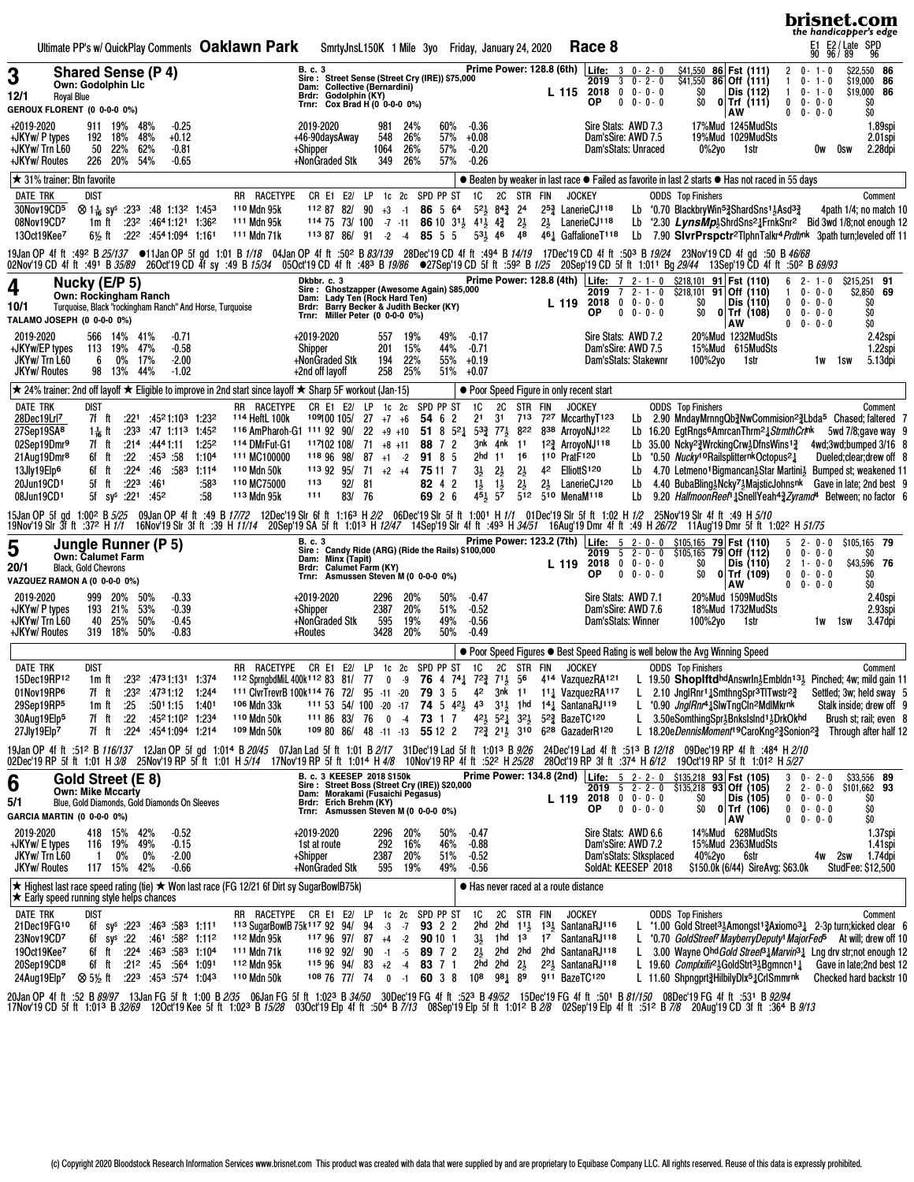Ultimate PP's w/ QuickPlay Comments **Oaklawn Park** SmrtyJnsL150K 1 Mile 3yo Friday, January 24, 2020 **Race 8**

E1 E2/ Late SPD
90 96/ 89 96

## 3 Shared Sense (P 4)
12/1 Own: Godolphin Llc — Royal Blue
GEROUX FLORENT (0 0-0-0 0%)

B. c. 3
Sire: Street Sense (Street Cry (IRE)) $75,000
Dam: Collective (Bernardini)
Brdr: Godolphin (KY)
Trnr: Cox Brad H (0 0-0-0 0%)

Prime Power: 128.8 (6th) L 115

| | | | | | | | | |
|---|---|---|---|---|---|---|---|---|
| Life: | 3 | 0 - 2 - 0 | $41,550 | 86 | Fst (111) | 2 0 - 1 - 0 | $22,550 | 86 |
| 2019 | 3 | 0 - 2 - 0 | $41,550 | 86 | Off (111) | 1 0 - 1 - 0 | $19,000 | 86 |
| 2018 | 0 | 0 - 0 - 0 | $0 | | Dis (112) | 1 0 - 1 - 0 | $19,000 | 86 |
| OP | 0 | 0 - 0 - 0 | $0 | 0 | Trf (111) | 0 0 - 0 - 0 | $0 | |
| | | | | | AW | 0 0 - 0 - 0 | $0 | |

| | | | | | | | | | | |
|---|---|---|---|---|---|---|---|---|---|---|
| 2019-2020 | 911 | 19% | 48% | -0.25 | 2019-2020 | 981 | 24% | 60% | -0.36 | Sire Stats: AWD 7.3 17%Mud 1245MudSts 1.89spi |
| +JKYw/ P types | 192 | 18% | 48% | +0.12 | +46-90daysAway | 548 | 26% | 57% | +0.08 | Dam'sSire: AWD 7.5 19%Mud 1029MudSts 2.01spi |
| +JKYw/ Trn L60 | 50 | 22% | 62% | -0.81 | +Shipper | 1064 | 26% | 57% | -0.20 | Dam'sStats: Unraced 0%2yo 1str 0w 0sw 2.28dpi |
| +JKYw/ Routes | 226 | 20% | 54% | -0.65 | +NonGraded Stk | 349 | 26% | 57% | -0.26 | |

★ 31% trainer: Btn favorite
● Beaten by weaker in last race ● Failed as favorite in last 2 starts ● Has not raced in 55 days

| DATE TRK | DIST | | RR RACETYPE | CR E1 E2/ LP 1c 2c SPD | PP ST | 1C 2C STR FIN | JOCKEY | ODDS | Top Finishers | Comment |
|---|---|---|---|---|---|---|---|---|---|---|
| 30Nov19CD5 | ⊗ 1 1/16 sys :233 :48 1:132 1:453 | | 110 Mdn 95k | 112 87 82/ 90 +3 -1 86 | 5 64 | 52½ 84¾ 24 2¾ | LanerieCJ118 Lb | *0.70 | BlackbryWin5¾ShardSns1½Asd3¾ | 4path 1/4; no match 10 |
| 08Nov19CD7 | 1m ft :232 :464 1:121 1:362 | | 111 Mdn 95k | 114 75 73/ 100 -7 -11 86 | 10 31½ | 41½ 4¾ 2½ 2½ | LanerieCJ118 Lb | *2.30 | LynsMp½ShrdSns2¼FrnkSnr2 | Bid 3wd 1/8;not enough 12 |
| 13Oct19Kee7 | 6½ ft :222 :454 1:094 1:161 | | 111 Mdn 71k | 113 87 86/ 91 -2 -4 85 | 5 5 | 53½ 46 48 46¼ | GaffalioneT118 Lb | 7.90 | SlvrPrspctr2TlphnTalkr4Prdtnk | 3path turn;leveled off 11 |

19Jan OP 4f ft :492 B 25/137 ●11Jan OP 5f gd 1:01 B 1/18 04Jan OP 4f ft :502 B 83/139 28Dec'19 CD 4f ft :494 B 14/19 17Dec'19 CD 4f ft :503 B 19/24 23Nov'19 CD 4f gd :50 B 46/68
02Nov'19 CD 4f ft :491 B 35/89 26Oct'19 CD 4f sy :49 B 15/34 05Oct'19 CD 4f ft :483 B 19/86 ●27Sep'19 CD 5f ft :592 B 1/25 20Sep'19 CD 5f ft 1:011 Bg 29/44 13Sep'19 CD 4f ft :502 B 69/93

## 4 Nucky (E/P 5)
10/1 Own: Rockingham Ranch — Turquoise, Black "rockingham Ranch" And Horse, Turquoise
TALAMO JOSEPH (0 0-0-0 0%)

Dkbbr. c. 3
Sire: Ghostzapper (Awesome Again) $85,000
Dam: Lady Ten (Rock Hard Ten)
Brdr: Barry Becker & Judith Becker (KY)
Trnr: Miller Peter (0 0-0-0 0%)

Prime Power: 128.8 (4th) L 119

| | | | | | | | | |
|---|---|---|---|---|---|---|---|---|
| Life: | 7 | 2 - 1 - 0 | $218,101 | 91 | Fst (110) | 6 2 - 1 - 0 | $215,251 | 91 |
| 2019 | 7 | 2 - 1 - 0 | $218,101 | 91 | Off (110) | 1 0 - 0 - 0 | $2,850 | 69 |
| 2018 | 0 | 0 - 0 - 0 | $0 | | Dis (110) | 0 0 - 0 - 0 | $0 | |
| OP | 0 | 0 - 0 - 0 | $0 | 0 | Trf (108) | 0 0 - 0 - 0 | $0 | |
| | | | | | AW | 0 0 - 0 - 0 | $0 | |

| | | | | | | | | | | |
|---|---|---|---|---|---|---|---|---|---|---|
| 2019-2020 | 566 | 14% | 41% | -0.71 | +2019-2020 | 557 | 19% | 49% | -0.17 | Sire Stats: AWD 7.2 20%Mud 1232MudSts 2.42spi |
| +JKYw/EP types | 113 | 19% | 47% | -0.58 | Shipper | 201 | 15% | 44% | -0.71 | Dam'sSire: AWD 7.5 15%Mud 615MudSts 1.22spi |
| JKYw/ Trn L60 | 6 | 0% | 17% | -2.00 | +NonGraded Stk | 194 | 22% | 55% | +0.19 | Dam'sStats: Stakewnr 100%2yo 1str 1w 1sw 5.13dpi |
| JKYw/ Routes | 98 | 13% | 44% | -1.02 | +2nd off layoff | 258 | 25% | 51% | +0.07 | |

★ 24% trainer: 2nd off layoff ★ Eligible to improve in 2nd start since layoff ★ Sharp 5F workout (Jan-15)
● Poor Speed Figure in only recent start

| DATE TRK | DIST | | RR RACETYPE | CR E1 E2/ LP 1c 2c SPD | PP ST | 1C 2C STR FIN | JOCKEY | ODDS | Top Finishers | Comment |
|---|---|---|---|---|---|---|---|---|---|---|
| 28Dec19Lrl7 | 7f ft :221 :452 1:103 1:232 | | 114 HeftL 100k | 109 100 105/ 27 +7 +6 54 | 6 2 | 21 31 713 727 | MccarthyT123 Lb | 2.90 | MndayMrnngQb¾NwCommision2¾Lbda5 | Chased; faltered 7 |
| 27Sep19SA8 | 1 1/8 ft :233 :47 1:113 1:452 | | 116 AmPharoh-G1 | 111 92 90/ 22 +9 +10 51 | 8 52¼ | 53¾ 77½ 822 838 | ArroyoNJ122 Lb | 16.20 | EgtRngs6AmrcanThrm2¼StrmthCrtnk | 5wd 7/8;gave way 9 |
| 02Sep19Dmr9 | 7f ft :214 :444 1:11 1:252 | | 114 DMrFut-G1 | 117 102 108/ 71 +8 +11 88 | 7 2 | 3nk 4nk 11 12¾ | ArroyoNJ118 Lb | 35.00 | Ncky2¾WrckingCrw½DfnsWins1¾ | 4wd;3wd;bumped 3/16 8 |
| 21Aug19Dmr8 | 6f ft :22 :453 :58 1:104 | | 111 MC100000 | 118 96 98/ 87 +1 -2 91 | 8 5 | 2hd 11 16 110 | PratF120 Lb | *0.50 | Nucky10RailsplitternkOctopus2¼ | Dueled;clear;drew off 8 |
| 13Jly19Elp6 | 6f ft :224 :46 :583 1:114 | | 110 Mdn 50k | 113 92 95/ 71 +2 +4 75 | 11 7 | 3½ 2½ 2½ 42 | ElliottS120 Lb | 4.70 | Letmeno1Bigmancan½Star Martini½ | Bumped st; weakened 11 |
| 20Jun19CD1 | 5f ft :223 :461 :583 | | 110 MC75000 | 113 92/ 81 | 82 4 2 | 1½ 1½ 2½ 2½ | LanerieCJ120 Lb | 4.40 | BubaBling½Ncky7¾MajsticJohnsnk | Gave in late; 2nd best 9 |
| 08Jun19CD1 | 5f sys :221 :452 :58 | | 113 Mdn 95k | 111 83/ 76 | 69 2 6 | 45½ 57 512 510 | MenaM118 Lb | 9.20 | HalfmoonReef1¼SnellYeah4¾Zyramd4 | Between; no factor 6 |

15Jan OP 5f gd 1:002 B 5/25 09Jan OP 4f ft :49 B 17/72 12Dec'19 Slr 6f ft 1:163 H 2/2 06Dec'19 Slr 5f ft 1:001 H 1/1 01Dec'19 Slr 5f ft 1:02 H 1/2 25Nov'19 Slr 4f ft :49 H 5/10
19Nov'19 Slr 3f ft :372 H 1/1 16Nov'19 Slr 3f ft :39 H 11/14 20Sep'19 SA 5f ft 1:013 H 12/47 14Sep'19 Slr 4f ft :493 H 34/51 16Aug'19 Dmr 4f ft :49 H 26/72 11Aug'19 Dmr 5f ft 1:022 H 51/75

## 5 Jungle Runner (P 5)
20/1 Own: Calumet Farm — Black, Gold Chevrons
VAZQUEZ RAMON A (0 0-0-0 0%)

B. c. 3
Sire: Candy Ride (ARG) (Ride the Rails) $100,000
Dam: Minx (Tapit)
Brdr: Calumet Farm (KY)
Trnr: Asmussen Steven M (0 0-0-0 0%)

Prime Power: 123.2 (7th) L 119

| | | | | | | | | |
|---|---|---|---|---|---|---|---|---|
| Life: | 5 | 2 - 0 - 0 | $105,165 | 79 | Fst (110) | 5 2 - 0 - 0 | $105,165 | 79 |
| 2019 | 5 | 2 - 0 - 0 | $105,165 | 79 | Off (112) | 0 0 - 0 - 0 | $0 | |
| 2018 | 0 | 0 - 0 - 0 | $0 | | Dis (110) | 2 1 - 0 - 0 | $43,596 | 76 |
| OP | 0 | 0 - 0 - 0 | $0 | 0 | Trf (109) | 0 0 - 0 - 0 | $0 | |
| | | | | | AW | 0 0 - 0 - 0 | $0 | |

| | | | | | | | | | | |
|---|---|---|---|---|---|---|---|---|---|---|
| 2019-2020 | 999 | 20% | 50% | -0.33 | +2019-2020 | 2296 | 20% | 50% | -0.47 | Sire Stats: AWD 7.1 20%Mud 1509MudSts 2.40spi |
| +JKYw/ P types | 193 | 21% | 53% | -0.39 | +Shipper | 2387 | 20% | 51% | -0.52 | Dam'sSire: AWD 7.6 18%Mud 1732MudSts 2.93spi |
| +JKYw/ Trn L60 | 40 | 25% | 50% | -0.45 | +NonGraded Stk | 595 | 19% | 49% | -0.56 | Dam'sStats: Winner 100%2yo 1str 1w 1sw 3.47dpi |
| +JKYw/ Routes | 319 | 18% | 50% | -0.83 | +Routes | 3428 | 20% | 50% | -0.49 | |

● Poor Speed Figures ● Best Speed Rating is well below the Avg Winning Speed

| DATE TRK | DIST | | RR RACETYPE | CR E1 E2/ LP 1c 2c SPD | PP ST | 1C 2C STR FIN | JOCKEY | ODDS | Top Finishers | Comment |
|---|---|---|---|---|---|---|---|---|---|---|
| 15Dec19RP12 | 1m ft :232 :473 1:131 1:374 | | 112 SprngbdMiL 400k | 112 83 81/ 77 0 -9 76 | 4 74¼ | 72¾ 71½ 56 414 | VazquezRA121 L | 19.50 | ShopliftdhdAnswrIn¾Embldn13½ | Pinched; 4w; mild gain 11 |
| 01Nov19RP6 | 7f ft :232 :473 1:12 1:244 | | 111 ClvrTrevrB 100k | 114 76 72/ 95 -11 -20 79 | 3 5 | 42 3nk 11 11¼ | VazquezRA117 L | 2.10 | JnglRnr1¼SmthngSpr3TlTwstr2¾ | Settled; 3w; held sway 5 |
| 29Sep19RP5 | 1m ft :25 :501 1:15 1:401 | | 106 Mdn 33k | 111 53 54/ 100 -20 -17 74 | 5 42½ | 43 31½ 1hd 14¼ | SantanaRJ119 L | *0.90 | JnglRnr4¼SlwTngCln2MdlMkrnk | Stalk inside; drew off 9 |
| 30Aug19Elp5 | 7f ft :22 :452 1:102 1:234 | | 110 Mdn 50k | 111 86 83/ 76 0 -4 73 | 1 7 | 42½ 52¼ 32½ 52¾ | BazeTC120 L | 3.50 | eSomthingSpr¾BnksIslnd1½DrkOkhd | Brush st; rail; even 8 |
| 27Jly19Elp7 | 7f ft :224 :454 1:094 1:214 | | 109 Mdn 50k | 109 80 86/ 48 -11 -13 55 | 12 2 | 72¾ 21½ 310 628 | GazaderR120 L | 18.20 | eDennisMoment19CaroKng2¾Sonion2¾ | Through after half 12 |

19Jan OP 4f ft :512 B 116/137 12Jan OP 5f gd 1:014 B 20/45 07Jan Lad 5f ft 1:01 B 2/17 31Dec'19 Lad 5f ft 1:013 B 9/26 24Dec'19 Lad 4f ft :513 B 12/18 09Dec'19 RP 4f ft :484 H 2/10
02Dec'19 RP 5f ft 1:01 H 3/8 25Nov'19 RP 5f ft 1:01 H 5/14 17Nov'19 RP 5f ft 1:014 H 4/8 10Nov'19 RP 4f ft :522 H 25/28 28Oct'19 RP 3f ft :374 H 6/12 19Oct'19 RP 5f ft 1:012 H 5/27

## 6 Gold Street (E 8)
5/1 Own: Mike Mccarty — Blue, Gold Diamonds, Gold Diamonds On Sleeves
GARCIA MARTIN (0 0-0-0 0%)

B. c. 3 KEESEP 2018 $150k
Sire: Street Boss (Street Cry (IRE)) $20,000
Dam: Morakami (Fusaichi Pegasus)
Brdr: Erich Brehm (KY)
Trnr: Asmussen Steven M (0 0-0-0 0%)

Prime Power: 134.8 (2nd) L 119

| | | | | | | | | |
|---|---|---|---|---|---|---|---|---|
| Life: | 5 | 2 - 2 - 0 | $135,218 | 93 | Fst (105) | 3 0 - 2 - 0 | $33,556 | 89 |
| 2019 | 5 | 2 - 2 - 0 | $135,218 | 93 | Off (105) | 2 2 - 0 - 0 | $101,662 | 93 |
| 2018 | 0 | 0 - 0 - 0 | $0 | | Dis (105) | 0 0 - 0 - 0 | $0 | |
| OP | 0 | 0 - 0 - 0 | $0 | 0 | Trf (106) | 0 0 - 0 - 0 | $0 | |
| | | | | | AW | 0 0 - 0 - 0 | $0 | |

| | | | | | | | | | | |
|---|---|---|---|---|---|---|---|---|---|---|
| 2019-2020 | 418 | 15% | 42% | -0.52 | +2019-2020 | 2296 | 20% | 50% | -0.47 | Sire Stats: AWD 6.6 14%Mud 628MudSts 1.37spi |
| +JKYw/ E types | 116 | 19% | 49% | -0.15 | 1st at route | 292 | 16% | 46% | -0.88 | Dam'sSire: AWD 7.2 15%Mud 2363MudSts 1.41spi |
| JKYw/ Trn L60 | 1 | 0% | 0% | -2.00 | +Shipper | 2387 | 20% | 51% | -0.52 | Dam'sStats: Stksplaced 40%2yo 6str 4w 2sw 1.74dpi |
| JKYw/ Routes | 117 | 15% | 42% | -0.66 | +NonGraded Stk | 595 | 19% | 49% | -0.56 | SoldAt: KEESEP 2018 $150.0k (6/44) SireAvg: $63.0k StudFee: $12,500 |

★ Highest last race speed rating (tie) ★ Won last race (FG 12/21 6f Dirt sy SugarBowlB75k)
★ Early speed running style helps chances
● Has never raced at a route distance

| DATE TRK | DIST | | RR RACETYPE | CR E1 E2/ LP 1c 2c SPD | PP ST | 1C 2C STR FIN | JOCKEY | ODDS | Top Finishers | Comment |
|---|---|---|---|---|---|---|---|---|---|---|
| 21Dec19FG10 | 6f sys :223 :463 :583 1:111 | | 113 SugarBowlB 75k | 117 92 94/ 94 -3 -7 93 | 2 2 | 2hd 2hd 11½ 13½ | SantanaRJ116 L | *1.00 | Gold Street3½Amongst1¾Axiomo3¼ | 2-3p turn;kicked clear 6 |
| 23Nov19CD7 | 6f sys :22 :461 :582 1:112 | | 112 Mdn 95k | 117 96 97/ 87 +4 -2 90 | 10 1 | 3½ 1hd 13 17 | SantanaRJ118 L | *0.70 | GoldStreet7MayberryDeputy1MajorFed5 | At will; drew off 10 |
| 19Oct19Kee7 | 6f ft :224 :463 :583 1:104 | | 111 Mdn 71k | 116 92 92/ 90 -1 -5 89 | 7 2 | 2½ 2hd 2hd 2hd | SantanaRJ118 L | 3.00 | Wayne OhdGold Street¾Marvin3¼ | Lng drv str;not enough 12 |
| 20Sep19CD8 | 6f ft :212 :45 :564 1:091 | | 112 Mdn 95k | 115 96 94/ 83 +2 -4 83 | 7 1 | 2hd 2hd 2½ 22½ | SantanaRJ118 L | 19.60 | Complxifir2½GoldStrt3½Bgmncn1¼ | Gave in late;2nd best 12 |
| 24Aug19Elp7 | ⊗ 5½ ft :223 :453 :574 1:043 | | 110 Mdn 50k | 108 76 77/ 74 0 -1 60 | 3 8 | 108 98¼ 89 911 | BazeTC120 L | 11.60 | Shpngprt¾HilbilyDlx5¼CrlSmmrnk | Checked hard backstr 10 |

20Jan OP 4f ft :52 B 89/97 13Jan FG 5f ft 1:00 B 2/35 06Jan FG 5f ft 1:023 B 34/50 30Dec'19 FG 4f ft :523 B 49/52 15Dec'19 FG 4f ft :501 B 81/150 08Dec'19 FG 4f ft :531 B 92/94
17Nov'19 CD 5f ft 1:013 B 32/69 12Oct'19 Kee 5f ft 1:023 B 15/28 03Oct'19 Elp 4f ft :504 B 7/13 08Sep'19 Elp 5f ft 1:012 B 2/8 02Sep'19 Elp 4f ft :512 B 7/8 20Aug'19 CD 3f ft :364 B 9/13

(c) Copyright 2020 Bloodstock Research Information Services www.brisnet.com This product was created with data that were supplied by and are proprietary to Equibase Company LLC. All rights reserved. Reuse of this data is expressly prohibited.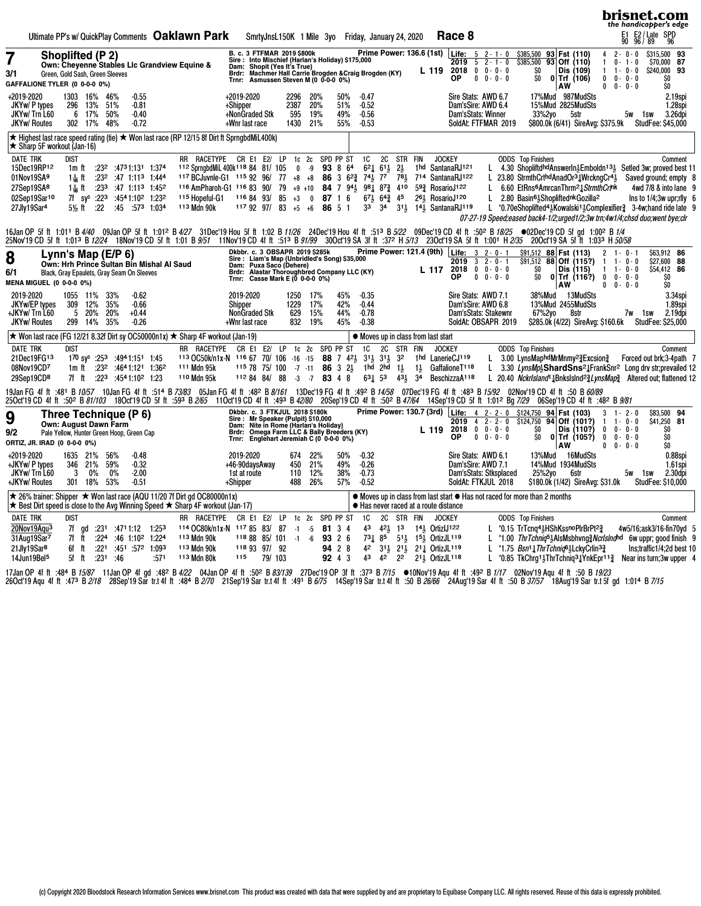Ultimate PP's w/ QuickPlay Comments **Oaklawn Park** SmrtyJnsL150K 1 Mile 3yo Friday, January 24, 2020 **Race 8**

E1 E2/ Late SPD 90 96/ 89 96

## 7 Shoplifted (P 2)

3/1 — Own: Cheyenne Stables Llc Grandview Equine & — Green, Gold Sash, Green Sleeves

GAFFALIONE TYLER (0 0-0-0 0%)

B. c. 3 FTFMAR 2019 $800k
Sire : Into Mischief (Harlan's Holiday) $175,000
Dam: Shopit (Yes It's True)
Brdr: Machmer Hall Carrie Brogden &Craig Brogden (KY)
Trnr: Asmussen Steven M (0 0-0-0 0%)

Prime Power: 136.6 (1st) — L 119

| | | | | | | |
|---|---|---|---|---|---|---|
| Life: | 5 | 2-1-0 | $385,500 | 93 | Fst (110) | 4 2-0-0 $315,500 93 |
| 2019 | 5 | 2-1-0 | $385,500 | 93 | Off (110) | 1 0-1-0 $70,000 87 |
| 2018 | 0 | 0-0-0 | $0 | | Dis (109) | 1 1-0-0 $240,000 93 |
| OP | 0 | 0-0-0 | $0 | 0 | Trf (106) | 0 0-0-0 $0 |
| | | | | | AW | 0 0-0-0 $0 |

| | | | | | | | | | | |
|---|---|---|---|---|---|---|---|---|---|---|
| +2019-2020 | 1303 | 16% | 46% | -0.55 | +2019-2020 | 2296 | 20% | 50% | -0.47 | Sire Stats: AWD 6.7 17%Mud 987MudSts 2.19spi |
| JKYw/ P types | 296 | 13% | 51% | -0.81 | +Shipper | 2387 | 20% | 51% | -0.52 | Dam'sSire: AWD 6.4 15%Mud 2825MudSts 1.28spi |
| JKYw/ Trn L60 | 6 | 17% | 50% | -0.40 | +NonGraded Stk | 595 | 19% | 49% | -0.56 | Dam'sStats: Winner 33%2yo 5str 5w 1sw 3.26dpi |
| JKYw/ Routes | 302 | 17% | 48% | -0.72 | +Wnr last race | 1430 | 21% | 55% | -0.53 | SoldAt: FTFMAR 2019 $800.0k (6/41) SireAvg: $375.9k StudFee: $45,000 |

★ Highest last race speed rating (tie) ★ Won last race (RP 12/15 8f Dirt ft SprngbdMiL400k)
★ Sharp 5F workout (Jan-16)

| DATE TRK | DIST | | | | | RR RACETYPE | CR | E1 | E2/ | LP | 1c | 2c | SPD | PP | ST | 1C | 2C | STR | FIN | JOCKEY | | ODDS | Top Finishers | Comment |
|---|---|---|---|---|---|---|---|---|---|---|---|---|---|---|---|---|---|---|---|---|---|---|---|---|
| 15Dec19RP12 | 1m ft | :23² | :47³ | 1:13¹ | 1:37⁴ | 112 SprngbdMiL 400k | 118 | 84 | 81/ | 105 | 0 | -9 | 93 | 8 | 6⁴ | 6²¼ | 6¹½ | 2½ | 1hd | SantanaRJ121 | L | 4.30 | ShopliftdhdAnswerIn½Emboldn13½ | Setled 3w; proved best 11 |
| 01Nov19SA9 | 1 1/16 ft | :23² | :47 | 1:11³ | 1:44⁴ | 117 BCJuvnle-G1 | 115 | 92 | 96/ | 77 | +8 | +8 | 86 | 3 | 6²¾ | 7⁴½ | 7⁷ | 7⁸½ | 7¹⁴ | SantanaRJ122 | L | 23.80 | StrmthCrthdAnadOr³¼WrckngCr⁴½ | Saved ground; empty 8 |
| 27Sep19SA8 | 1 1/16 ft | :23³ | :47 | 1:11³ | 1:45² | 116 AmPharoh-G1 | 116 | 83 | 90/ | 79 | +9 | +10 | 84 | 7 | 9⁴½ | 9⁸¼ | 8⁷¾ | 4¹⁰ | 5⁹¾ | RosarioJ122 | L | 6.60 | EtRns⁶AmrcanThrm²¼StrmthCrtnk | 4wd 7/8 & into lane 9 |
| 02Sep19Sar10 | 7f sy^s | :22³ | :45⁴ | 1:10² | 1:23² | 115 Hopeful-G1 | 116 | 84 | 93/ | 85 | +3 | 0 | 87 | 1 | 6 | 6⁷½ | 6⁴¾ | 4⁵ | 2⁶½ | RosarioJ120 | L | 2.80 | Basin⁶½ShopliftednkGozilla² | Ins to 1/4;3w upr;rlly 6 |
| 27Jly19Sar4 | 5½ ft | :22 | :45 | :57³ | 1:03⁴ | 113 Mdn 90k | 117 | 92 | 97/ | 83 | +5 | +6 | 86 | 5 | 1 | 3³ | 3⁴ | 3¹½ | 1⁴½ | SantanaRJ119 | L | *0.70 | eShoplifted⁴½Kowalski1½Complexifier¾ | 3-4w;hand ride late 9 |

07-27-19 Speed;eased back4-1/2;urged1/2;3w trn;4w1/4;chsd duo;went bye;clr

16Jan OP 5f ft 1:01¹ B 4/40 09Jan OP 5f ft 1:01² B 4/27 31Dec'19 Hou 5f ft 1:02 B 11/26 24Dec'19 Hou 4f ft :51³ B 5/22 09Dec'19 CD 4f ft :50² B 18/25 ●02Dec'19 CD 5f gd 1:00² B 1/4
25Nov'19 CD 5f ft 1:01³ B 12/24 18Nov'19 CD 5f ft 1:01 B 9/51 11Nov'19 CD 4f ft :51³ B 91/99 30Oct'19 SA 3f ft :37² H 5/13 23Oct'19 SA 5f ft 1:00¹ H 2/35 20Oct'19 SA 5f ft 1:03³ H 50/58

## 8 Lynn's Map (E/P 6)

6/1 — Own: Hrh Prince Sultan Bin Mishal Al Saud — Black, Gray Epaulets, Gray Seam On Sleeves

MENA MIGUEL (0 0-0-0 0%)

Dkbbr. c. 3 OBSAPR 2019 $285k
Sire : Liam's Map (Unbridled's Song) $35,000
Dam: Puxa Saco (Dehere)
Brdr: Alastar Thoroughbred Company LLC (KY)
Trnr: Casse Mark E (0 0-0-0 0%)

Prime Power: 121.4 (9th) — L 117

| | | | | | | |
|---|---|---|---|---|---|---|
| Life: | 3 | 2-0-1 | $91,512 | 88 | Fst (113) | 2 1-0-1 $63,912 86 |
| 2019 | 3 | 2-0-1 | $91,512 | 88 | Off (115?) | 1 1-0-0 $27,600 88 |
| 2018 | 0 | 0-0-0 | $0 | | Dis (115) | 1 1-0-0 $54,412 86 |
| OP | 0 | 0-0-0 | $0 | 0 | Trf (116?) | 0 0-0-0 $0 |
| | | | | | AW | 0 0-0-0 $0 |

| | | | | | | | | | | |
|---|---|---|---|---|---|---|---|---|---|---|
| 2019-2020 | 1055 | 11% | 33% | -0.62 | 2019-2020 | 1250 | 17% | 45% | -0.35 | Sire Stats: AWD 7.1 38%Mud 13MudSts 3.34spi |
| JKYw/EP types | 309 | 12% | 35% | -0.66 | Shipper | 1229 | 17% | 42% | -0.44 | Dam'sSire: AWD 6.8 13%Mud 2455MudSts 1.89spi |
| +JKYw/ Trn L60 | 5 | 20% | 20% | +0.44 | NonGraded Stk | 629 | 15% | 44% | -0.78 | Dam'sStats: Stakewnr 67%2yo 8str 7w 1sw 2.19dpi |
| JKYw/ Routes | 299 | 14% | 35% | -0.26 | +Wnr last race | 832 | 19% | 45% | -0.38 | SoldAt: OBSAPR 2019 $285.0k (4/22) SireAvg: $160.6k StudFee: $25,000 |

★ Won last race (FG 12/21 8.32f Dirt sy OC50000n1x) ★ Sharp 4F workout (Jan-19)
● Moves up in class from last start

| DATE TRK | DIST | | | | | RR RACETYPE | CR | E1 | E2/ | LP | 1c | 2c | SPD | PP | ST | 1C | 2C | STR | FIN | JOCKEY | | ODDS | Top Finishers | Comment |
|---|---|---|---|---|---|---|---|---|---|---|---|---|---|---|---|---|---|---|---|---|---|---|---|---|
| 21Dec19FG13 | 1⁷⁰ sy^s | :25³ | :49⁴ | 1:15¹ | 1:45 | 113 OC50k/n1x-N | 116 | 67 | 70/ | 106 | -16 | -15 | 88 | 7 | 4²½ | 3¹½ | 3¹½ | 3² | 1hd | LanerieCJ119 | L | 3.00 | LynsMaphdMrMnmy²¾Excsion¾ | Forced out brk;3-4path 7 |
| 08Nov19CD7 | 1m ft | :23² | :46⁴ | 1:12¹ | 1:36² | 111 Mdn 95k | 115 | 78 | 75/ | 100 | -7 | -11 | 86 | 3 | 2½ | 1hd | 2hd | 1½ | 1½ | GaffalioneT118 | L | 3.30 | LynsMp½ShardSns²¼FrankSnr² | Long drv str;prevailed 12 |
| 29Sep19CD8 | 7f ft | :22³ | :45⁴ | 1:10² | 1:23 | 110 Mdn 95k | 112 | 84 | 84/ | 88 | -3 | -7 | 83 | 4 | 8 | 6³½ | 5³ | 4³½ | 3⁴ | BeschizzaA118 | L | 20.40 | NckrIsland¹¼BnksIslnd²¾LynsMap¾ | Altered out; flattened 12 |

19Jan FG 4f ft :48¹ B 10/57 10Jan FG 4f ft :51⁴ B 73/83 05Jan FG 4f ft :48² B 8/161 13Dec'19 FG 4f ft :49² B 14/58 07Dec'19 FG 4f ft :48³ B 15/92 02Nov'19 CD 4f ft :50 B 60/89
25Oct'19 CD 4f ft :50² B 81/103 18Oct'19 CD 5f ft :59³ B 2/65 11Oct'19 CD 4f ft :49³ B 42/80 20Sep'19 CD 4f ft :50² B 47/64 14Sep'19 CD 5f ft 1:01² Bg 7/29 06Sep'19 CD 4f ft :48² B 9/81

## 9 Three Technique (P 6)

9/2 — Own: August Dawn Farm — Pale Yellow, Hunter Green Hoop, Green Cap

ORTIZ, JR. IRAD (0 0-0-0 0%)

Dkbbr. c. 3 FTKJUL 2018 $180k
Sire : Mr Speaker (Pulpit) $10,000
Dam: Nite in Rome (Harlan's Holiday)
Brdr: Omega Farm LLC & Bally Breeders (KY)
Trnr: Englehart Jeremiah C (0 0-0-0 0%)

Prime Power: 130.7 (3rd) — L 119

| | | | | | | |
|---|---|---|---|---|---|---|
| Life: | 4 | 2-2-0 | $124,750 | 94 | Fst (103) | 3 1-2-0 $83,500 94 |
| 2019 | 4 | 2-2-0 | $124,750 | 94 | Off (101?) | 1 1-0-0 $41,250 81 |
| 2018 | 0 | 0-0-0 | $0 | | Dis (110?) | 0 0-0-0 $0 |
| OP | 0 | 0-0-0 | $0 | 0 | Trf (105?) | 0 0-0-0 $0 |
| | | | | | AW | 0 0-0-0 $0 |

| | | | | | | | | | | |
|---|---|---|---|---|---|---|---|---|---|---|
| +2019-2020 | 1635 | 21% | 56% | -0.48 | 2019-2020 | 674 | 22% | 50% | -0.32 | Sire Stats: AWD 6.1 13%Mud 16MudSts 0.88spi |
| +JKYw/ P types | 346 | 21% | 59% | -0.32 | +46-90daysAway | 450 | 21% | 49% | -0.26 | Dam'sSire: AWD 7.1 14%Mud 1934MudSts 1.61spi |
| JKYw/ Trn L60 | 3 | 0% | 0% | -2.00 | 1st at route | 110 | 12% | 38% | -0.73 | Dam'sStats: Stksplaced 25%2yo 6str 5w 1sw 2.30dpi |
| +JKYw/ Routes | 301 | 18% | 53% | -0.51 | +Shipper | 488 | 26% | 57% | -0.52 | SoldAt: FTKJUL 2018 $180.0k (1/42) SireAvg: $31.0k StudFee: $10,000 |

★ 26% trainer: Shipper ★ Won last race (AQU 11/20 7f Dirt gd OC80000n1x)
★ Best Dirt speed is close to the Avg Winning Speed ★ Sharp 4F workout (Jan-17)
● Moves up in class from last start ● Has not raced for more than 2 months
● Has never raced at a route distance

| DATE TRK | DIST | | | | | RR RACETYPE | CR | E1 | E2/ | LP | 1c | 2c | SPD | PP | ST | 1C | 2C | STR | FIN | JOCKEY | | ODDS | Top Finishers | Comment |
|---|---|---|---|---|---|---|---|---|---|---|---|---|---|---|---|---|---|---|---|---|---|---|---|---|
| 20Nov19Aqu3 | 7f gd | :23¹ | :47¹ | 1:12 | 1:25³ | 114 OC80k/n1x-N | 117 | 85 | 83/ | 87 | -1 | -5 | 81 | 3 | 4 | 4³ | 4²½ | 1³ | 1⁴½ | OrtizIJ122 | L | *0.15 | TrTcnq⁴½HShKssnoPlrBrPt²¾ | 4w5/16;ask3/16-fin70yd 5 |
| 31Aug19Sar7 | 7f ft | :22⁴ | :46 | 1:10² | 1:22⁴ | 113 Mdn 90k | 118 | 88 | 85/ | 101 | -1 | -6 | 93 | 2 | 6 | 7³½ | 8⁵ | 5¹½ | 1⁵½ | OrtizJL119 | L | *1.00 | ThrTchnq⁵½AlsMsbhvng¾Ncrlslndhd | 6w uppr; good finish 9 |
| 21Jly19Sar8 | 6f ft | :22¹ | :45¹ | :57² | 1:09³ | 113 Mdn 90k | 118 | 93 | 97/ | 92 | | | 94 | 2 | 8 | 4² | 3¹½ | 2¹½ | 2¹¼ | OrtizJL119 | L | *1.75 | Bsn¹¼ThrTchnq⁶½LckyCrlin³¾ | Ins;traffic1/4;2d best 10 |
| 14Jun19Bel5 | 5f ft | :23¹ | :46 | | :57¹ | 113 Mdn 80k | 115 | | 79/ | 103 | | | 92 | 4 | 3 | 4³ | 4² | 2² | 2¹½ | OrtizJL118 | L | *0.85 | TkChrg¹½ThrTchnq³¼YnkEpr¹¹¾ | Near ins turn;3w upper 4 |

17Jan OP 4f ft :48⁴ B 15/87 11Jan OP 4f gd :48² B 4/22 04Jan OP 4f ft :50² B 83/139 27Dec'19 OP 3f ft :37³ B 7/15 ●10Nov'19 Aqu 4f ft :49² B 1/17 02Nov'19 Aqu 4f ft :50 B 19/23
26Oct'19 Aqu 4f ft :47³ B 2/18 28Sep'19 Sar tr.t 4f ft :48⁴ B 2/70 21Sep'19 Sar tr.t 4f ft :49¹ B 6/75 14Sep'19 Sar tr.t 4f ft :50 B 26/66 24Aug'19 Sar 4f ft :50 B 37/57 18Aug'19 Sar tr.t 5f gd 1:01⁴ B 7/15

(c) Copyright 2020 Bloodstock Research Information Services www.brisnet.com This product was created with data that were supplied by and are proprietary to Equibase Company LLC. All rights reserved. Reuse of this data is expressly prohibited.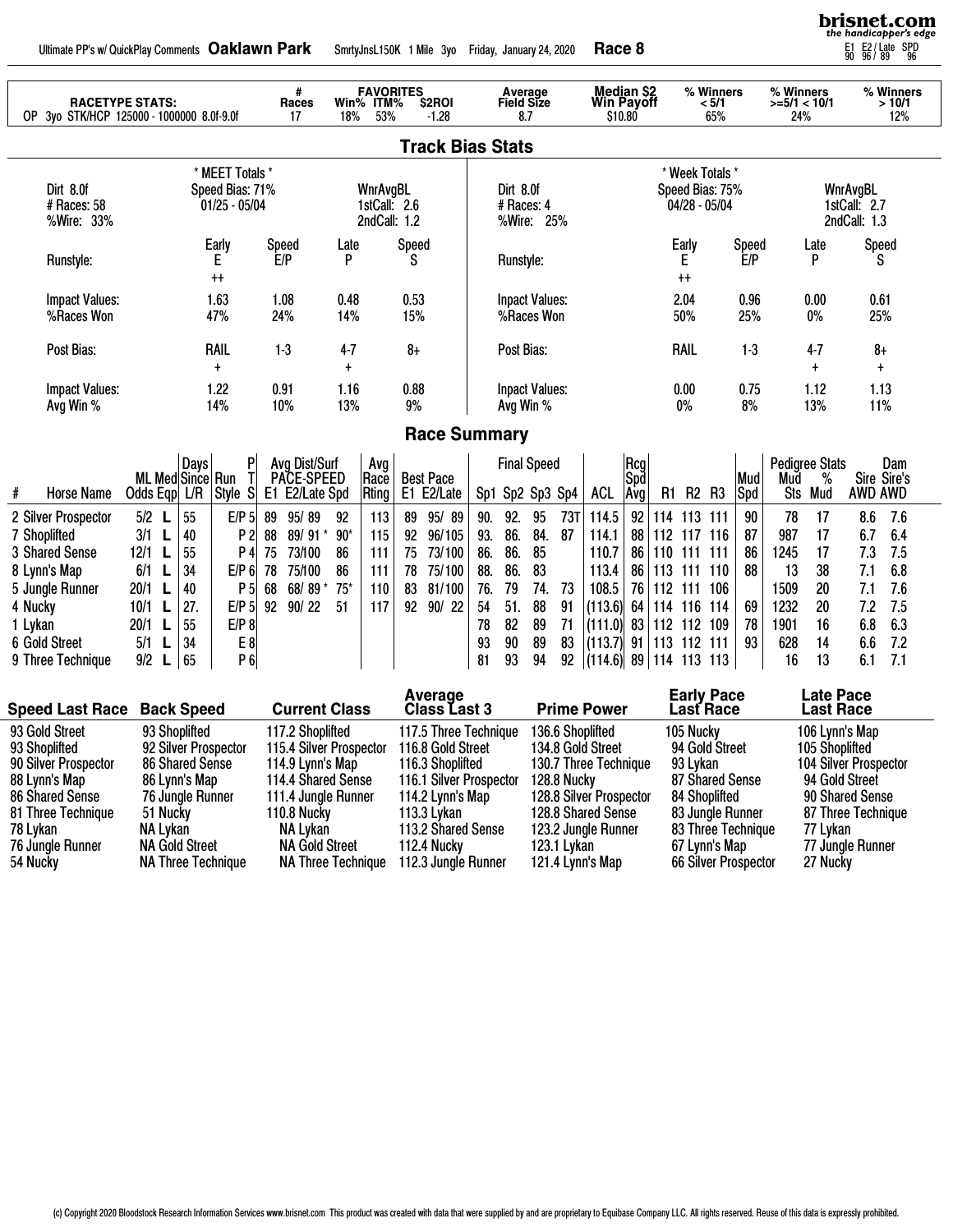Ultimate PP's w/ QuickPlay Comments **Oaklawn Park** SmrtyJnsL150K 1 Mile 3yo Friday, January 24, 2020 **Race 8**

E1 E2/Late SPD
90 96/89 96

| RACETYPE STATS: | # Races | FAVORITES Win% | ITM% | $2ROI | Average Field Size | Median $2 Win Payoff | % Winners < 5/1 | % Winners >=5/1 < 10/1 | % Winners > 10/1 |
|---|---|---|---|---|---|---|---|---|---|
| OP 3yo STK/HCP 125000 - 1000000 8.0f-9.0f | 17 | 18% | 53% | -1.28 | 8.7 | $10.80 | 65% | 24% | 12% |

## Track Bias Stats

**\* MEET Totals \***

Dirt 8.0f — # Races: 58 — %Wire: 33%
Speed Bias: 71% — 01/25 - 05/04
WnrAvgBL — 1stCall: 2.6 — 2ndCall: 1.2

| Runstyle: | Early E | Speed E/P | Late P | Speed S |
|---|---|---|---|---|
| | ++ | | | |
| Impact Values: | 1.63 | 1.08 | 0.48 | 0.53 |
| %Races Won | 47% | 24% | 14% | 15% |

| Post Bias: | RAIL | 1-3 | 4-7 | 8+ |
|---|---|---|---|---|
| | + | | + | |
| Impact Values: | 1.22 | 0.91 | 1.16 | 0.88 |
| Avg Win % | 14% | 10% | 13% | 9% |

**\* Week Totals \***

Dirt 8.0f — # Races: 4 — %Wire: 25%
Speed Bias: 75% — 04/28 - 05/04
WnrAvgBL — 1stCall: 2.7 — 2ndCall: 1.3

| Runstyle: | Early E | Speed E/P | Late P | Speed S |
|---|---|---|---|---|
| | ++ | | | |
| Impact Values: | 2.04 | 0.96 | 0.00 | 0.61 |
| %Races Won | 50% | 25% | 0% | 25% |

| Post Bias: | RAIL | 1-3 | 4-7 | 8+ |
|---|---|---|---|---|
| | | | + | + |
| Impact Values: | 0.00 | 0.75 | 1.12 | 1.13 |
| Avg Win % | 0% | 8% | 13% | 11% |

## Race Summary

| # | Horse Name | ML Odds | Med Eqp | Days Since L/R | Run Style | P T S | Avg Dist/Surf PACE-SPEED E1 | E2/Late | Spd | Avg Race Rting | Best Pace E1 | E2/Late | Final Speed Sp1 | Sp2 | Sp3 | Sp4 | ACL | Rcg Spd Avg | R1 | R2 | R3 | Mud Spd | Pedigree Stats Mud Sts | % Mud | Sire AWD | Dam Sire's AWD |
|---|---|---|---|---|---|---|---|---|---|---|---|---|---|---|---|---|---|---|---|---|---|---|---|---|---|---|
| 2 | Silver Prospector | 5/2 | L | 55 | E/P | 5 | 89 | 95/ 89 | 92 | 113 | 89 | 95/ 89 | 90. | 92. | 95 | 73T | 114.5 | 92 | 114 | 113 | 111 | 90 | 78 | 17 | 8.6 | 7.6 |
| 7 | Shoplifted | 3/1 | L | 40 | P | 2 | 88 | 89/ 91 * | 90* | 115 | 92 | 96/105 | 93. | 86. | 84. | 87 | 114.1 | 88 | 112 | 117 | 116 | 87 | 987 | 17 | 6.7 | 6.4 |
| 3 | Shared Sense | 12/1 | L | 55 | P | 4 | 75 | 73/100 | 86 | 111 | 75 | 73/100 | 86. | 86. | 85 | | 110.7 | 86 | 110 | 111 | 111 | 86 | 1245 | 17 | 7.3 | 7.5 |
| 8 | Lynn's Map | 6/1 | L | 34 | E/P | 6 | 78 | 75/100 | 86 | 111 | 78 | 75/100 | 88. | 86. | 83 | | 113.4 | 86 | 113 | 111 | 110 | 88 | 13 | 38 | 7.1 | 6.8 |
| 5 | Jungle Runner | 20/1 | L | 40 | P | 5 | 68 | 68/ 89 * | 75* | 110 | 83 | 81/100 | 76. | 79 | 74. | 73 | 108.5 | 76 | 112 | 111 | 106 | | 1509 | 20 | 7.1 | 7.6 |
| 4 | Nucky | 10/1 | L | 27. | E/P | 5 | 92 | 90/ 22 | 51 | 117 | 92 | 90/ 22 | 54 | 51. | 88 | 91 | (113.6) | 64 | 114 | 116 | 114 | 69 | 1232 | 20 | 7.2 | 7.5 |
| 1 | Lykan | 20/1 | L | 55 | E/P | 8 | | | | | | | 78 | 82 | 89 | 71 | (111.0) | 83 | 112 | 112 | 109 | 78 | 1901 | 16 | 6.8 | 6.3 |
| 6 | Gold Street | 5/1 | L | 34 | E | 8 | | | | | | | 93 | 90 | 89 | 83 | (113.7) | 91 | 113 | 112 | 111 | 93 | 628 | 14 | 6.6 | 7.2 |
| 9 | Three Technique | 9/2 | L | 65 | P | 6 | | | | | | | 81 | 93 | 94 | 92 | (114.6) | 89 | 114 | 113 | 113 | | 16 | 13 | 6.1 | 7.1 |

| Speed Last Race | Back Speed | Current Class | Average Class Last 3 | Prime Power | Early Pace Last Race | Late Pace Last Race |
|---|---|---|---|---|---|---|
| 93 Gold Street | 93 Shoplifted | 117.2 Shoplifted | 117.5 Three Technique | 136.6 Shoplifted | 105 Nucky | 106 Lynn's Map |
| 93 Shoplifted | 92 Silver Prospector | 115.4 Silver Prospector | 116.8 Gold Street | 134.8 Gold Street | 94 Gold Street | 105 Shoplifted |
| 90 Silver Prospector | 86 Shared Sense | 114.9 Lynn's Map | 116.3 Shoplifted | 130.7 Three Technique | 93 Lykan | 104 Silver Prospector |
| 88 Lynn's Map | 86 Lynn's Map | 114.4 Shared Sense | 116.1 Silver Prospector | 128.8 Nucky | 87 Shared Sense | 94 Gold Street |
| 86 Shared Sense | 76 Jungle Runner | 111.4 Jungle Runner | 114.2 Lynn's Map | 128.8 Silver Prospector | 84 Shoplifted | 90 Shared Sense |
| 81 Three Technique | 51 Nucky | 110.8 Nucky | 113.3 Lykan | 128.8 Shared Sense | 83 Jungle Runner | 87 Three Technique |
| 78 Lykan | NA Lykan | NA Lykan | 113.2 Shared Sense | 123.2 Jungle Runner | 83 Three Technique | 77 Lykan |
| 76 Jungle Runner | NA Gold Street | NA Gold Street | 112.4 Nucky | 123.1 Lykan | 67 Lynn's Map | 77 Jungle Runner |
| 54 Nucky | NA Three Technique | NA Three Technique | 112.3 Jungle Runner | 121.4 Lynn's Map | 66 Silver Prospector | 27 Nucky |

(c) Copyright 2020 Bloodstock Research Information Services www.brisnet.com This product was created with data that were supplied by and are proprietary to Equibase Company LLC. All rights reserved. Reuse of this data is expressly prohibited.